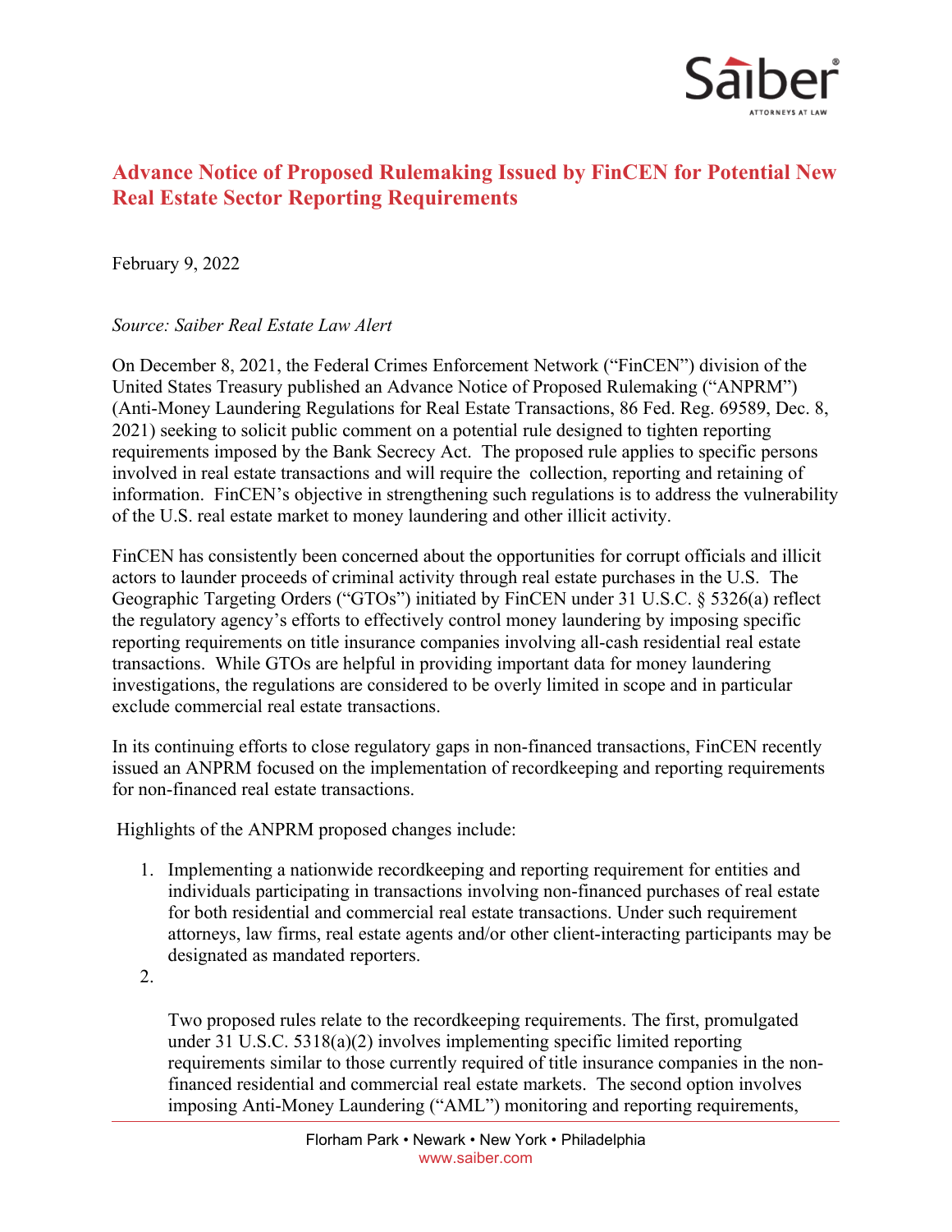# Advance Notice of Proposed Rulemaking Issued by FinCEN for Potential New Real Estate Sector Reporting Requirements

February 9, 2022

*Source: Saiber Real Estate Law Alert*

On December 8, 2021, the Federal Crimes Enforcement Network ("FinCEN") division of the United States Treasury published an Advance Notice of Proposed Rulemaking ("ANPRM") (Anti-Money Laundering Regulations for Real Estate Transactions, 86 Fed. Reg. 69589, Dec. 8, 2021) seeking to solicit public comment on a potential rule designed to tighten reporting requirements imposed by the Bank Secrecy Act. The proposed rule applies to specific persons involved in real estate transactions and will require the collection, reporting and retaining of information. FinCEN's objective in strengthening such regulations is to address the vulnerability of the U.S. real estate market to money laundering and other illicit activity.

FinCEN has consistently been concerned about the opportunities for corrupt officials and illicit actors to launder proceeds of criminal activity through real estate purchases in the U.S. The Geographic Targeting Orders ("GTOs") initiated by FinCEN under 31 U.S.C. § 5326(a) reflect the regulatory agency's efforts to effectively control money laundering by imposing specific reporting requirements on title insurance companies involving all-cash residential real estate transactions. While GTOs are helpful in providing important data for money laundering investigations, the regulations are considered to be overly limited in scope and in particular exclude commercial real estate transactions.

In its continuing efforts to close regulatory gaps in non-financed transactions, FinCEN recently issued an ANPRM focused on the implementation of recordkeeping and reporting requirements for non-financed real estate transactions.

Highlights of the ANPRM proposed changes include:

1. Implementing a nationwide recordkeeping and reporting requirement for entities and individuals participating in transactions involving non-financed purchases of real estate for both residential and commercial real estate transactions. Under such requirement attorneys, law firms, real estate agents and/or other client-interacting participants may be designated as mandated reporters.
2. Two proposed rules relate to the recordkeeping requirements. The first, promulgated under 31 U.S.C. 5318(a)(2) involves implementing specific limited reporting requirements similar to those currently required of title insurance companies in the non-financed residential and commercial real estate markets. The second option involves imposing Anti-Money Laundering ("AML") monitoring and reporting requirements,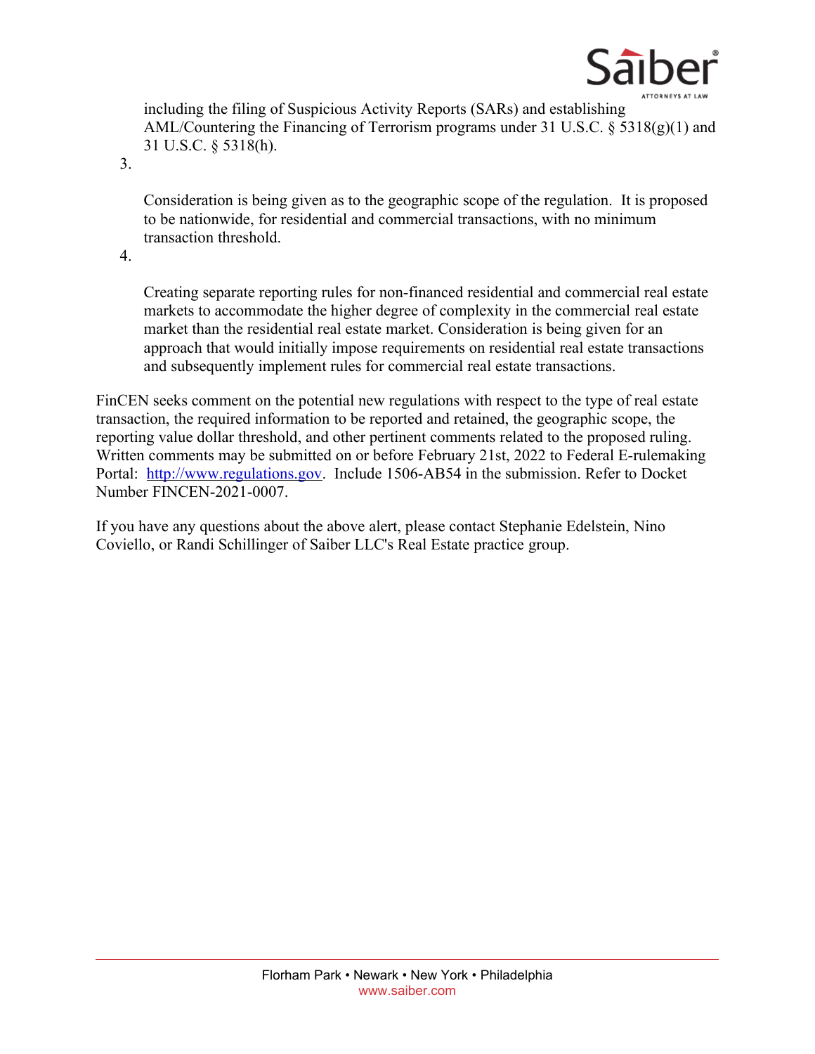including the filing of Suspicious Activity Reports (SARs) and establishing AML/Countering the Financing of Terrorism programs under 31 U.S.C. § 5318(g)(1) and 31 U.S.C. § 5318(h).

3. Consideration is being given as to the geographic scope of the regulation. It is proposed to be nationwide, for residential and commercial transactions, with no minimum transaction threshold.

4. Creating separate reporting rules for non-financed residential and commercial real estate markets to accommodate the higher degree of complexity in the commercial real estate market than the residential real estate market. Consideration is being given for an approach that would initially impose requirements on residential real estate transactions and subsequently implement rules for commercial real estate transactions.

FinCEN seeks comment on the potential new regulations with respect to the type of real estate transaction, the required information to be reported and retained, the geographic scope, the reporting value dollar threshold, and other pertinent comments related to the proposed ruling. Written comments may be submitted on or before February 21st, 2022 to Federal E-rulemaking Portal: [http://www.regulations.gov](http://www.regulations.gov). Include 1506-AB54 in the submission. Refer to Docket Number FINCEN-2021-0007.

If you have any questions about the above alert, please contact Stephanie Edelstein, Nino Coviello, or Randi Schillinger of Saiber LLC's Real Estate practice group.